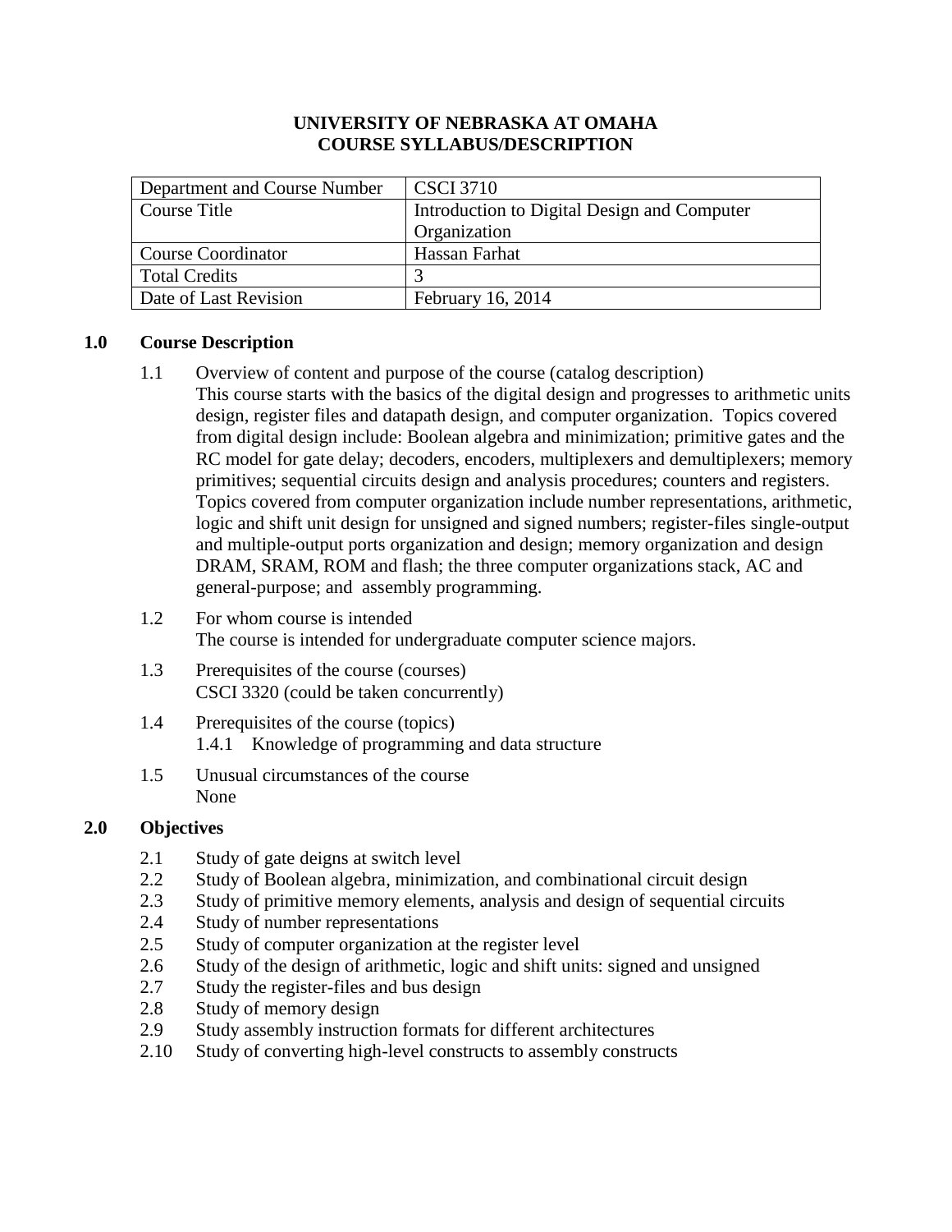# UNIVERSITY OF NEBRASKA AT OMAHA
# COURSE SYLLABUS/DESCRIPTION

| Department and Course Number | CSCI 3710 |
|---|---|
| Course Title | Introduction to Digital Design and Computer Organization |
| Course Coordinator | Hassan Farhat |
| Total Credits | 3 |
| Date of Last Revision | February 16, 2014 |

## 1.0 Course Description

1.1 Overview of content and purpose of the course (catalog description)
This course starts with the basics of the digital design and progresses to arithmetic units design, register files and datapath design, and computer organization. Topics covered from digital design include: Boolean algebra and minimization; primitive gates and the RC model for gate delay; decoders, encoders, multiplexers and demultiplexers; memory primitives; sequential circuits design and analysis procedures; counters and registers. Topics covered from computer organization include number representations, arithmetic, logic and shift unit design for unsigned and signed numbers; register-files single-output and multiple-output ports organization and design; memory organization and design DRAM, SRAM, ROM and flash; the three computer organizations stack, AC and general-purpose; and assembly programming.

1.2 For whom course is intended
The course is intended for undergraduate computer science majors.

1.3 Prerequisites of the course (courses)
CSCI 3320 (could be taken concurrently)

1.4 Prerequisites of the course (topics)
1.4.1 Knowledge of programming and data structure

1.5 Unusual circumstances of the course
None

## 2.0 Objectives

2.1 Study of gate deigns at switch level
2.2 Study of Boolean algebra, minimization, and combinational circuit design
2.3 Study of primitive memory elements, analysis and design of sequential circuits
2.4 Study of number representations
2.5 Study of computer organization at the register level
2.6 Study of the design of arithmetic, logic and shift units: signed and unsigned
2.7 Study the register-files and bus design
2.8 Study of memory design
2.9 Study assembly instruction formats for different architectures
2.10 Study of converting high-level constructs to assembly constructs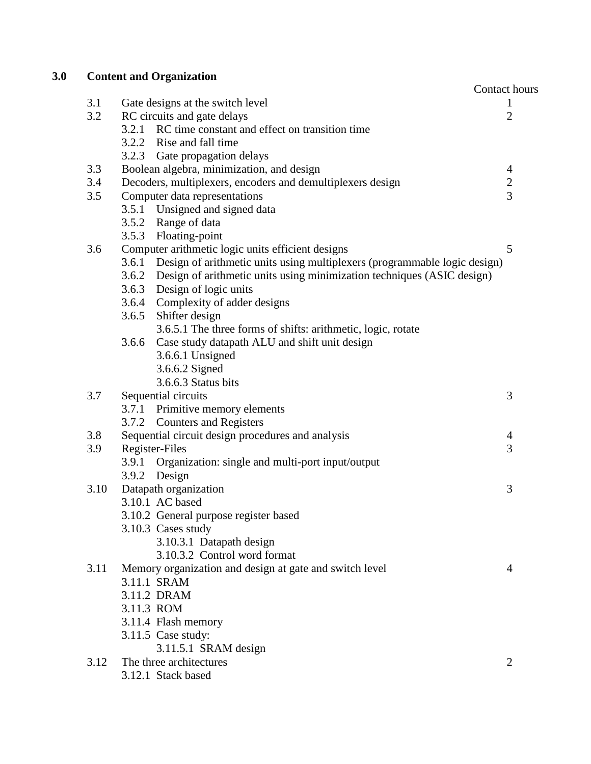## 3.0 Content and Organization

| | | Contact hours |
|---|---|---|
| 3.1 | Gate designs at the switch level | 1 |
| 3.2 | RC circuits and gate delays | 2 |
| | 3.2.1 RC time constant and effect on transition time | |
| | 3.2.2 Rise and fall time | |
| | 3.2.3 Gate propagation delays | |
| 3.3 | Boolean algebra, minimization, and design | 4 |
| 3.4 | Decoders, multiplexers, encoders and demultiplexers design | 2 |
| 3.5 | Computer data representations | 3 |
| | 3.5.1 Unsigned and signed data | |
| | 3.5.2 Range of data | |
| | 3.5.3 Floating-point | |
| 3.6 | Computer arithmetic logic units efficient designs | 5 |
| | 3.6.1 Design of arithmetic units using multiplexers (programmable logic design) | |
| | 3.6.2 Design of arithmetic units using minimization techniques (ASIC design) | |
| | 3.6.3 Design of logic units | |
| | 3.6.4 Complexity of adder designs | |
| | 3.6.5 Shifter design | |
| | 3.6.5.1 The three forms of shifts: arithmetic, logic, rotate | |
| | 3.6.6 Case study datapath ALU and shift unit design | |
| | 3.6.6.1 Unsigned | |
| | 3.6.6.2 Signed | |
| | 3.6.6.3 Status bits | |
| 3.7 | Sequential circuits | 3 |
| | 3.7.1 Primitive memory elements | |
| | 3.7.2 Counters and Registers | |
| 3.8 | Sequential circuit design procedures and analysis | 4 |
| 3.9 | Register-Files | 3 |
| | 3.9.1 Organization: single and multi-port input/output | |
| | 3.9.2 Design | |
| 3.10 | Datapath organization | 3 |
| | 3.10.1 AC based | |
| | 3.10.2 General purpose register based | |
| | 3.10.3 Cases study | |
| | 3.10.3.1 Datapath design | |
| | 3.10.3.2 Control word format | |
| 3.11 | Memory organization and design at gate and switch level | 4 |
| | 3.11.1 SRAM | |
| | 3.11.2 DRAM | |
| | 3.11.3 ROM | |
| | 3.11.4 Flash memory | |
| | 3.11.5 Case study: | |
| | 3.11.5.1 SRAM design | |
| 3.12 | The three architectures | 2 |
| | 3.12.1 Stack based | |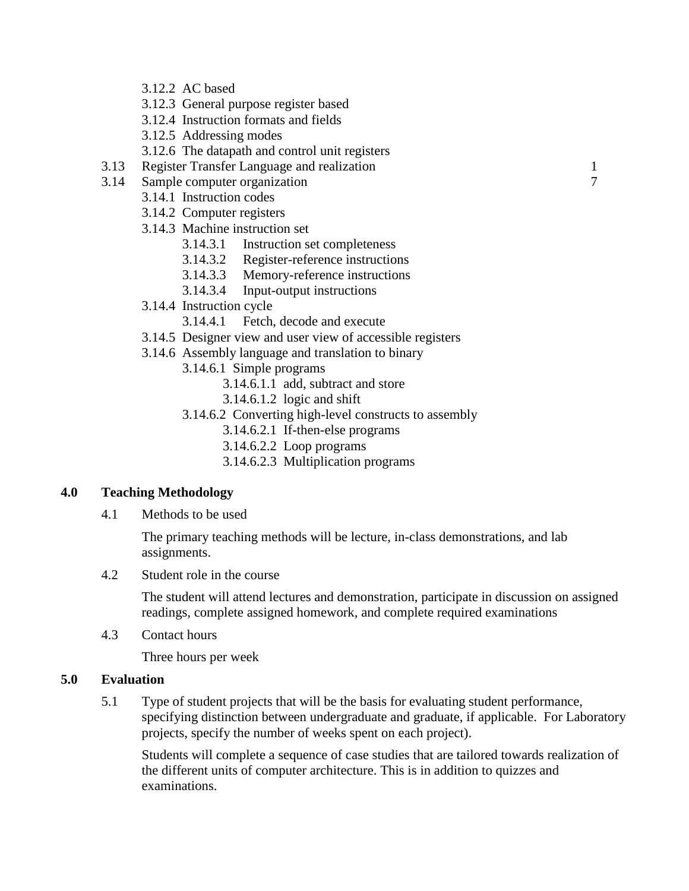- 3.12.2 AC based
- 3.12.3 General purpose register based
- 3.12.4 Instruction formats and fields
- 3.12.5 Addressing modes
- 3.12.6 The datapath and control unit registers

3.13 Register Transfer Language and realization 1

3.14 Sample computer organization 7

- 3.14.1 Instruction codes
- 3.14.2 Computer registers
- 3.14.3 Machine instruction set
  - 3.14.3.1 Instruction set completeness
  - 3.14.3.2 Register-reference instructions
  - 3.14.3.3 Memory-reference instructions
  - 3.14.3.4 Input-output instructions
- 3.14.4 Instruction cycle
  - 3.14.4.1 Fetch, decode and execute
- 3.14.5 Designer view and user view of accessible registers
- 3.14.6 Assembly language and translation to binary
  - 3.14.6.1 Simple programs
    - 3.14.6.1.1 add, subtract and store
    - 3.14.6.1.2 logic and shift
  - 3.14.6.2 Converting high-level constructs to assembly
    - 3.14.6.2.1 If-then-else programs
    - 3.14.6.2.2 Loop programs
    - 3.14.6.2.3 Multiplication programs

## 4.0 Teaching Methodology

4.1 Methods to be used

The primary teaching methods will be lecture, in-class demonstrations, and lab assignments.

4.2 Student role in the course

The student will attend lectures and demonstration, participate in discussion on assigned readings, complete assigned homework, and complete required examinations

4.3 Contact hours

Three hours per week

## 5.0 Evaluation

5.1 Type of student projects that will be the basis for evaluating student performance, specifying distinction between undergraduate and graduate, if applicable. For Laboratory projects, specify the number of weeks spent on each project).

Students will complete a sequence of case studies that are tailored towards realization of the different units of computer architecture. This is in addition to quizzes and examinations.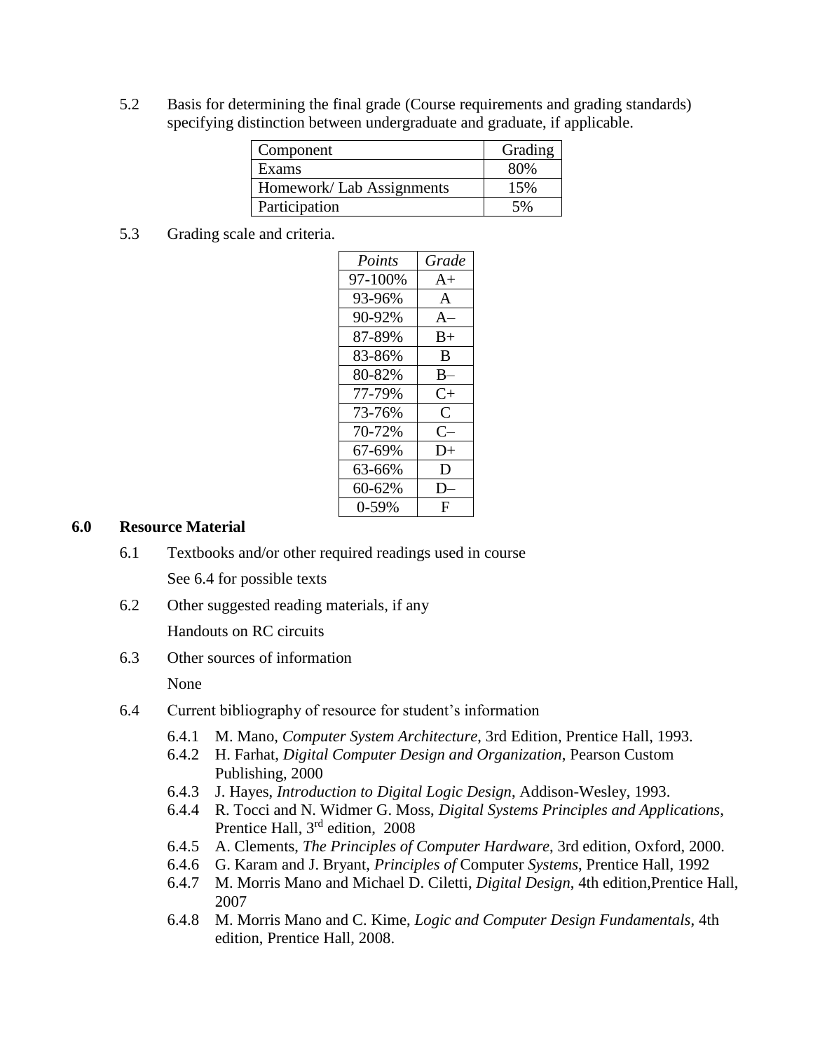5.2 Basis for determining the final grade (Course requirements and grading standards) specifying distinction between undergraduate and graduate, if applicable.

| Component | Grading |
|---|---|
| Exams | 80% |
| Homework/ Lab Assignments | 15% |
| Participation | 5% |

5.3 Grading scale and criteria.

| *Points* | *Grade* |
|---|---|
| 97-100% | A+ |
| 93-96% | A |
| 90-92% | A– |
| 87-89% | B+ |
| 83-86% | B |
| 80-82% | B– |
| 77-79% | C+ |
| 73-76% | C |
| 70-72% | C– |
| 67-69% | D+ |
| 63-66% | D |
| 60-62% | D– |
| 0-59% | F |

## 6.0 Resource Material

6.1 Textbooks and/or other required readings used in course

See 6.4 for possible texts

6.2 Other suggested reading materials, if any

Handouts on RC circuits

6.3 Other sources of information

None

6.4 Current bibliography of resource for student's information

6.4.1 M. Mano, *Computer System Architecture*, 3rd Edition, Prentice Hall, 1993.
6.4.2 H. Farhat, *Digital Computer Design and Organization*, Pearson Custom Publishing, 2000
6.4.3 J. Hayes, *Introduction to Digital Logic Design*, Addison-Wesley, 1993.
6.4.4 R. Tocci and N. Widmer G. Moss, *Digital Systems Principles and Applications*, Prentice Hall, 3rd edition, 2008
6.4.5 A. Clements, *The Principles of Computer Hardware*, 3rd edition, Oxford, 2000.
6.4.6 G. Karam and J. Bryant, *Principles of* Computer *Systems*, Prentice Hall, 1992
6.4.7 M. Morris Mano and Michael D. Ciletti, *Digital Design*, 4th edition,Prentice Hall, 2007
6.4.8 M. Morris Mano and C. Kime, *Logic and Computer Design Fundamentals*, 4th edition, Prentice Hall, 2008.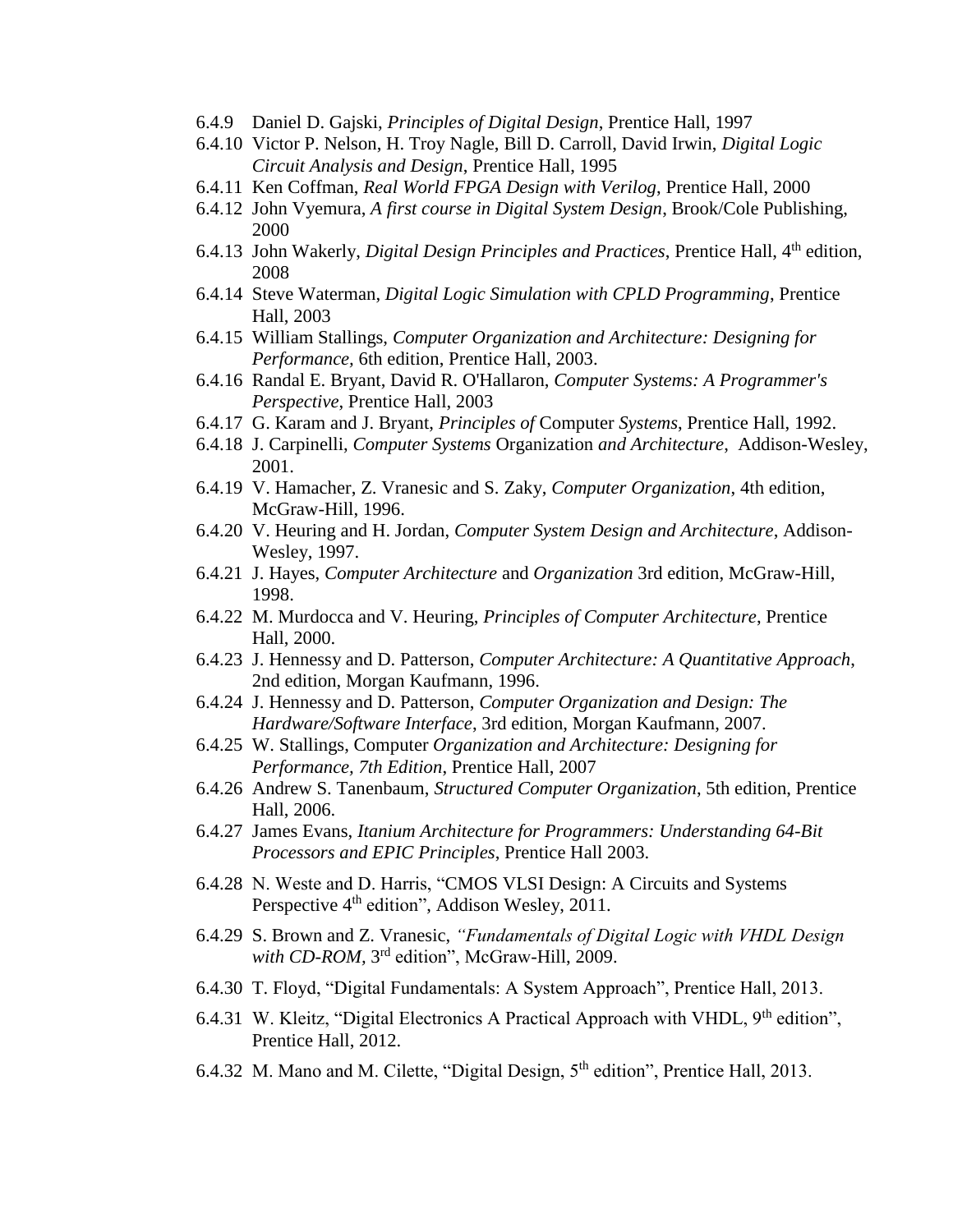6.4.9 Daniel D. Gajski, *Principles of Digital Design*, Prentice Hall, 1997

6.4.10 Victor P. Nelson, H. Troy Nagle, Bill D. Carroll, David Irwin, *Digital Logic Circuit Analysis and Design*, Prentice Hall, 1995

6.4.11 Ken Coffman, *Real World FPGA Design with Verilog*, Prentice Hall, 2000

6.4.12 John Vyemura, *A first course in Digital System Design*, Brook/Cole Publishing, 2000

6.4.13 John Wakerly, *Digital Design Principles and Practices*, Prentice Hall, 4th edition, 2008

6.4.14 Steve Waterman, *Digital Logic Simulation with CPLD Programming*, Prentice Hall, 2003

6.4.15 William Stallings, *Computer Organization and Architecture: Designing for Performance*, 6th edition, Prentice Hall, 2003.

6.4.16 Randal E. Bryant, David R. O'Hallaron, *Computer Systems: A Programmer's Perspective*, Prentice Hall, 2003

6.4.17 G. Karam and J. Bryant, *Principles of* Computer *Systems*, Prentice Hall, 1992.

6.4.18 J. Carpinelli, *Computer Systems* Organization *and Architecture*, Addison-Wesley, 2001.

6.4.19 V. Hamacher, Z. Vranesic and S. Zaky, *Computer Organization*, 4th edition, McGraw-Hill, 1996.

6.4.20 V. Heuring and H. Jordan, *Computer System Design and Architecture*, Addison-Wesley, 1997.

6.4.21 J. Hayes, *Computer Architecture* and *Organization* 3rd edition, McGraw-Hill, 1998.

6.4.22 M. Murdocca and V. Heuring, *Principles of Computer Architecture*, Prentice Hall, 2000.

6.4.23 J. Hennessy and D. Patterson, *Computer Architecture: A Quantitative Approach*, 2nd edition, Morgan Kaufmann, 1996.

6.4.24 J. Hennessy and D. Patterson, *Computer Organization and Design: The Hardware/Software Interface*, 3rd edition, Morgan Kaufmann, 2007.

6.4.25 W. Stallings, Computer *Organization and Architecture: Designing for Performance, 7th Edition*, Prentice Hall, 2007

6.4.26 Andrew S. Tanenbaum, *Structured Computer Organization*, 5th edition, Prentice Hall, 2006.

6.4.27 James Evans, *Itanium Architecture for Programmers: Understanding 64-Bit Processors and EPIC Principles*, Prentice Hall 2003.

6.4.28 N. Weste and D. Harris, "CMOS VLSI Design: A Circuits and Systems Perspective 4th edition", Addison Wesley, 2011.

6.4.29 S. Brown and Z. Vranesic, *"Fundamentals of Digital Logic with VHDL Design with CD-ROM,* 3rd edition", McGraw-Hill, 2009.

6.4.30 T. Floyd, "Digital Fundamentals: A System Approach", Prentice Hall, 2013.

6.4.31 W. Kleitz, "Digital Electronics A Practical Approach with VHDL, 9th edition", Prentice Hall, 2012.

6.4.32 M. Mano and M. Cilette, "Digital Design, 5th edition", Prentice Hall, 2013.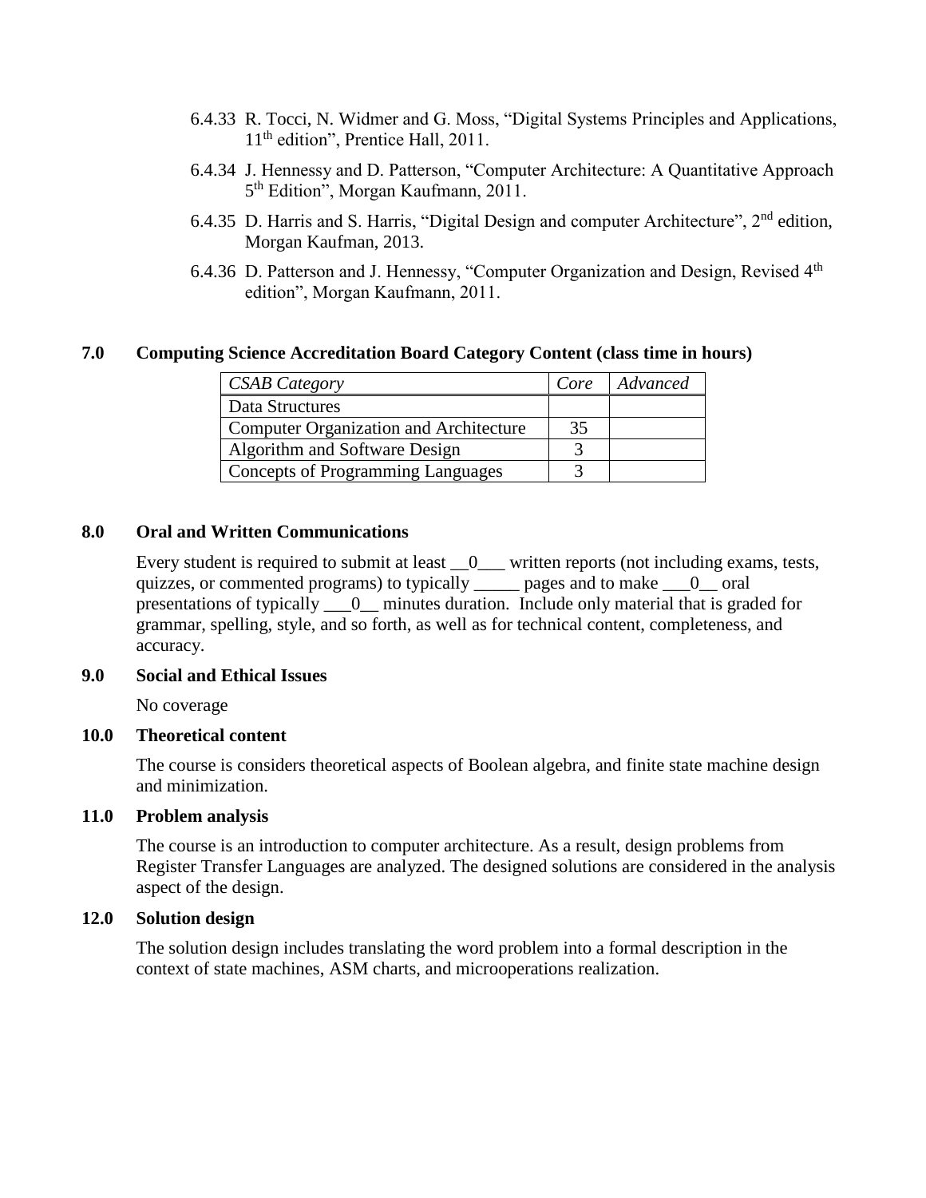6.4.33 R. Tocci, N. Widmer and G. Moss, "Digital Systems Principles and Applications, 11th edition", Prentice Hall, 2011.

6.4.34 J. Hennessy and D. Patterson, "Computer Architecture: A Quantitative Approach 5th Edition", Morgan Kaufmann, 2011.

6.4.35 D. Harris and S. Harris, "Digital Design and computer Architecture", 2nd edition, Morgan Kaufman, 2013.

6.4.36 D. Patterson and J. Hennessy, "Computer Organization and Design, Revised 4th edition", Morgan Kaufmann, 2011.

## 7.0 Computing Science Accreditation Board Category Content (class time in hours)

| *CSAB Category* | *Core* | *Advanced* |
|---|---|---|
| Data Structures | | |
| Computer Organization and Architecture | 35 | |
| Algorithm and Software Design | 3 | |
| Concepts of Programming Languages | 3 | |

## 8.0 Oral and Written Communications

Every student is required to submit at least __0___ written reports (not including exams, tests, quizzes, or commented programs) to typically _____ pages and to make ___0__ oral presentations of typically ___0__ minutes duration. Include only material that is graded for grammar, spelling, style, and so forth, as well as for technical content, completeness, and accuracy.

## 9.0 Social and Ethical Issues

No coverage

## 10.0 Theoretical content

The course is considers theoretical aspects of Boolean algebra, and finite state machine design and minimization.

## 11.0 Problem analysis

The course is an introduction to computer architecture. As a result, design problems from Register Transfer Languages are analyzed. The designed solutions are considered in the analysis aspect of the design.

## 12.0 Solution design

The solution design includes translating the word problem into a formal description in the context of state machines, ASM charts, and microoperations realization.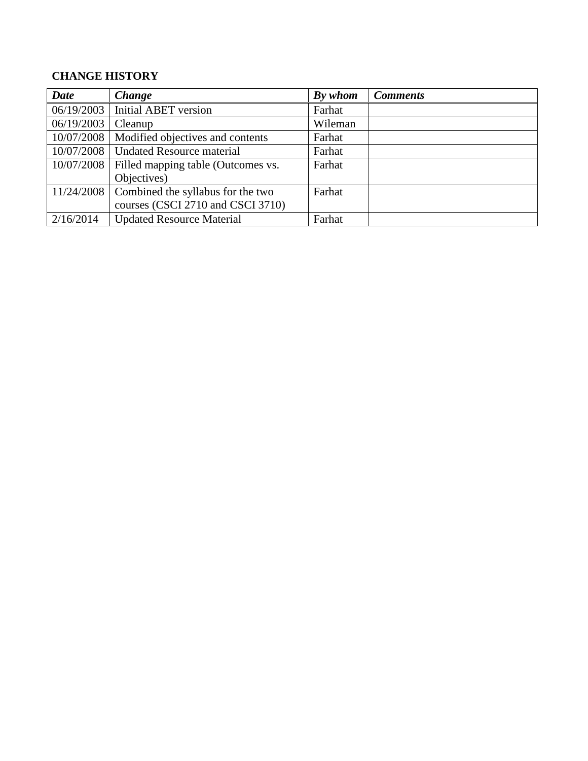**CHANGE HISTORY**

| *Date* | *Change* | *By whom* | *Comments* |
|---|---|---|---|
| 06/19/2003 | Initial ABET version | Farhat | |
| 06/19/2003 | Cleanup | Wileman | |
| 10/07/2008 | Modified objectives and contents | Farhat | |
| 10/07/2008 | Undated Resource material | Farhat | |
| 10/07/2008 | Filled mapping table (Outcomes vs. Objectives) | Farhat | |
| 11/24/2008 | Combined the syllabus for the two courses (CSCI 2710 and CSCI 3710) | Farhat | |
| 2/16/2014 | Updated Resource Material | Farhat | |